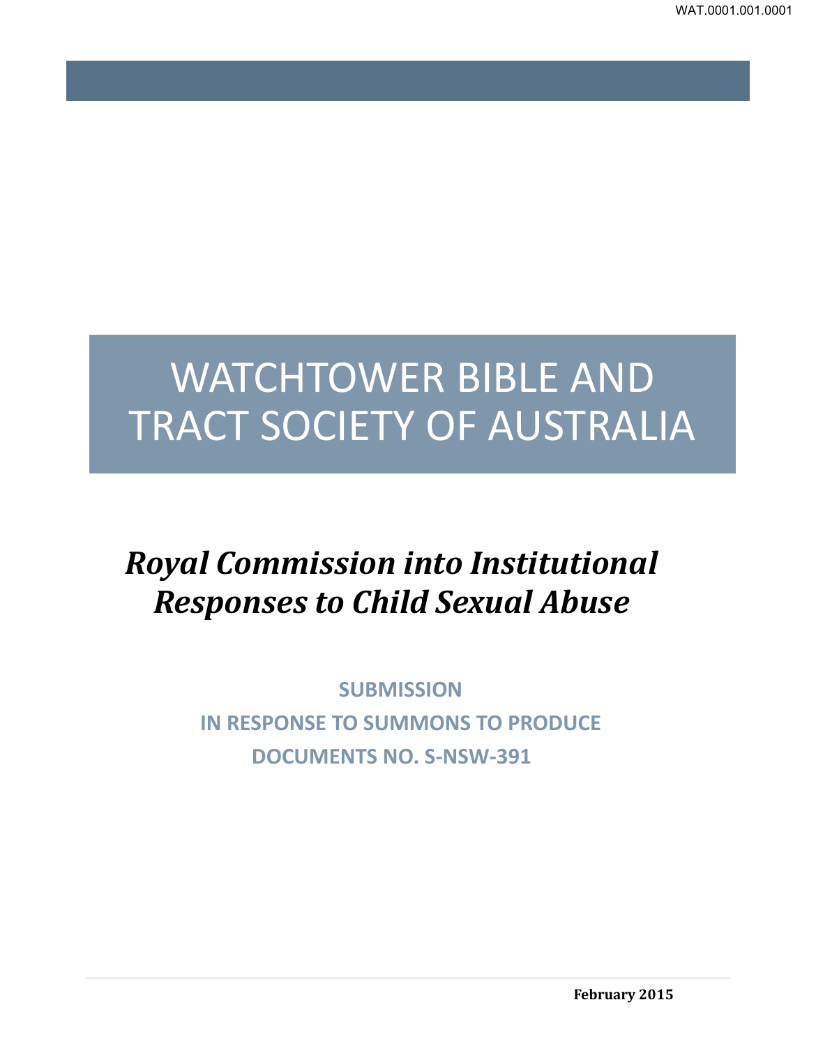# WATCHTOWER BIBLE AND TRACT SOCIETY OF AUSTRALIA

## *Royal Commission into Institutional Responses to Child Sexual Abuse*

**SUBMISSION**
**IN RESPONSE TO SUMMONS TO PRODUCE DOCUMENTS NO. S-NSW-391**

**February 2015**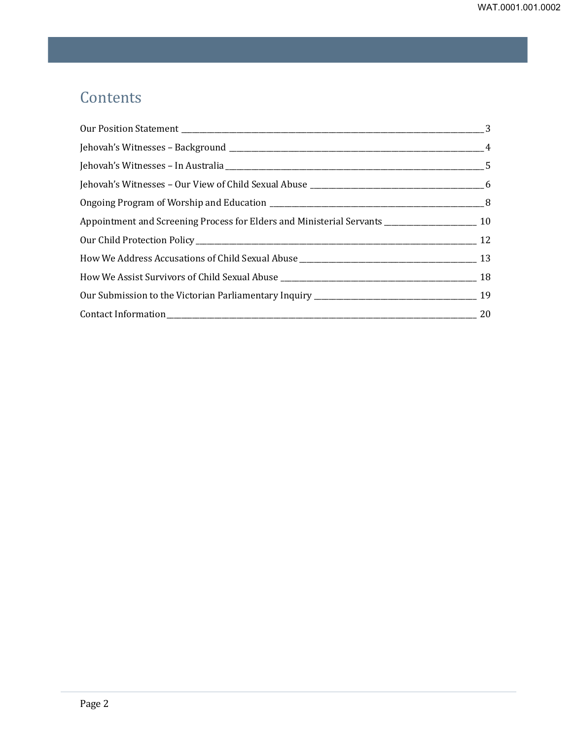# Contents

Our Position Statement ______ 3

Jehovah's Witnesses – Background ______ 4

Jehovah's Witnesses – In Australia ______ 5

Jehovah's Witnesses – Our View of Child Sexual Abuse ______ 6

Ongoing Program of Worship and Education ______ 8

Appointment and Screening Process for Elders and Ministerial Servants ______ 10

Our Child Protection Policy ______ 12

How We Address Accusations of Child Sexual Abuse ______ 13

How We Assist Survivors of Child Sexual Abuse ______ 18

Our Submission to the Victorian Parliamentary Inquiry ______ 19

Contact Information ______ 20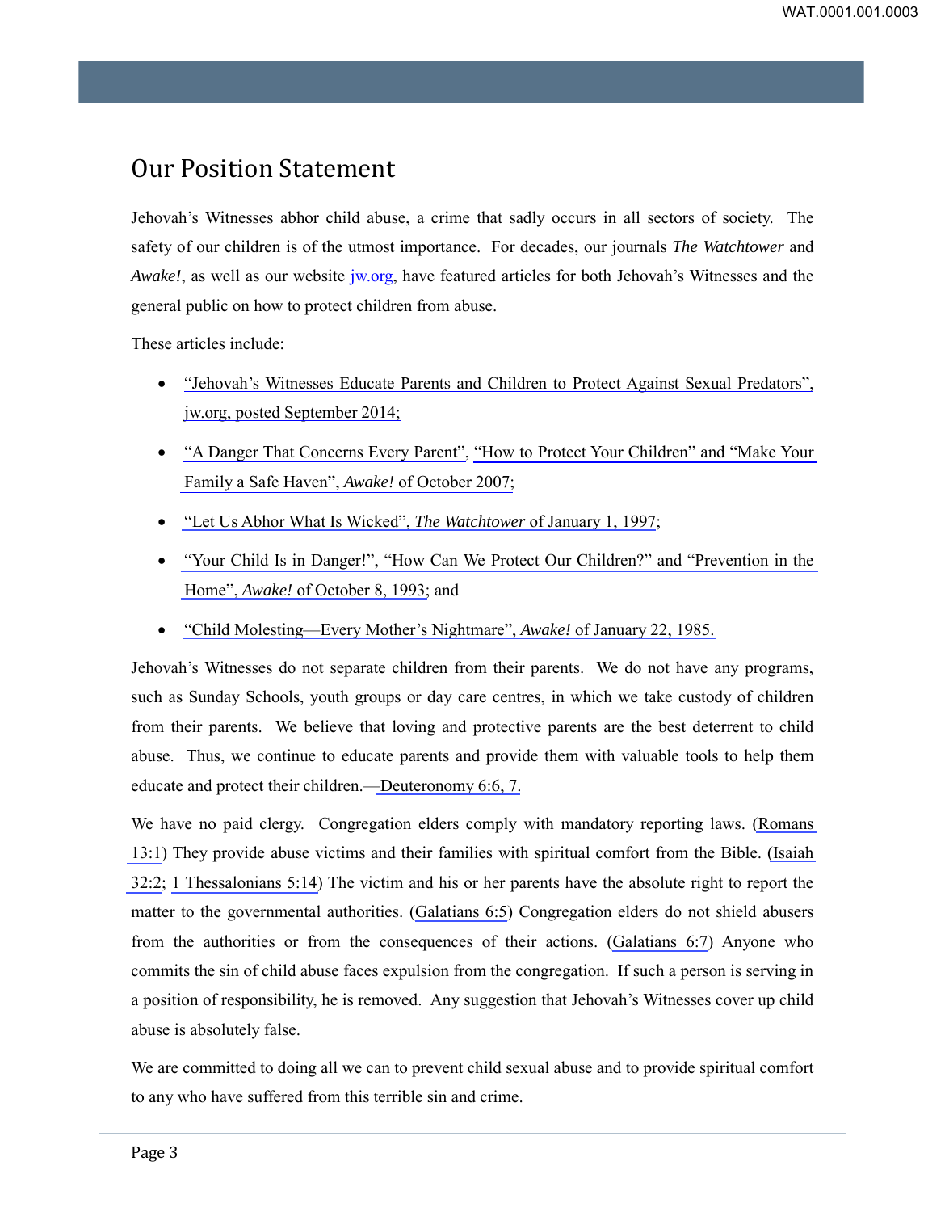## Our Position Statement

Jehovah's Witnesses abhor child abuse, a crime that sadly occurs in all sectors of society. The safety of our children is of the utmost importance. For decades, our journals *The Watchtower* and *Awake!*, as well as our website jw.org, have featured articles for both Jehovah's Witnesses and the general public on how to protect children from abuse.

These articles include:

- "Jehovah's Witnesses Educate Parents and Children to Protect Against Sexual Predators", jw.org, posted September 2014;
- "A Danger That Concerns Every Parent", "How to Protect Your Children" and "Make Your Family a Safe Haven", *Awake!* of October 2007;
- "Let Us Abhor What Is Wicked", *The Watchtower* of January 1, 1997;
- "Your Child Is in Danger!", "How Can We Protect Our Children?" and "Prevention in the Home", *Awake!* of October 8, 1993; and
- "Child Molesting—Every Mother's Nightmare", *Awake!* of January 22, 1985.

Jehovah's Witnesses do not separate children from their parents. We do not have any programs, such as Sunday Schools, youth groups or day care centres, in which we take custody of children from their parents. We believe that loving and protective parents are the best deterrent to child abuse. Thus, we continue to educate parents and provide them with valuable tools to help them educate and protect their children.—Deuteronomy 6:6, 7.

We have no paid clergy. Congregation elders comply with mandatory reporting laws. (Romans 13:1) They provide abuse victims and their families with spiritual comfort from the Bible. (Isaiah 32:2; 1 Thessalonians 5:14) The victim and his or her parents have the absolute right to report the matter to the governmental authorities. (Galatians 6:5) Congregation elders do not shield abusers from the authorities or from the consequences of their actions. (Galatians 6:7) Anyone who commits the sin of child abuse faces expulsion from the congregation. If such a person is serving in a position of responsibility, he is removed. Any suggestion that Jehovah's Witnesses cover up child abuse is absolutely false.

We are committed to doing all we can to prevent child sexual abuse and to provide spiritual comfort to any who have suffered from this terrible sin and crime.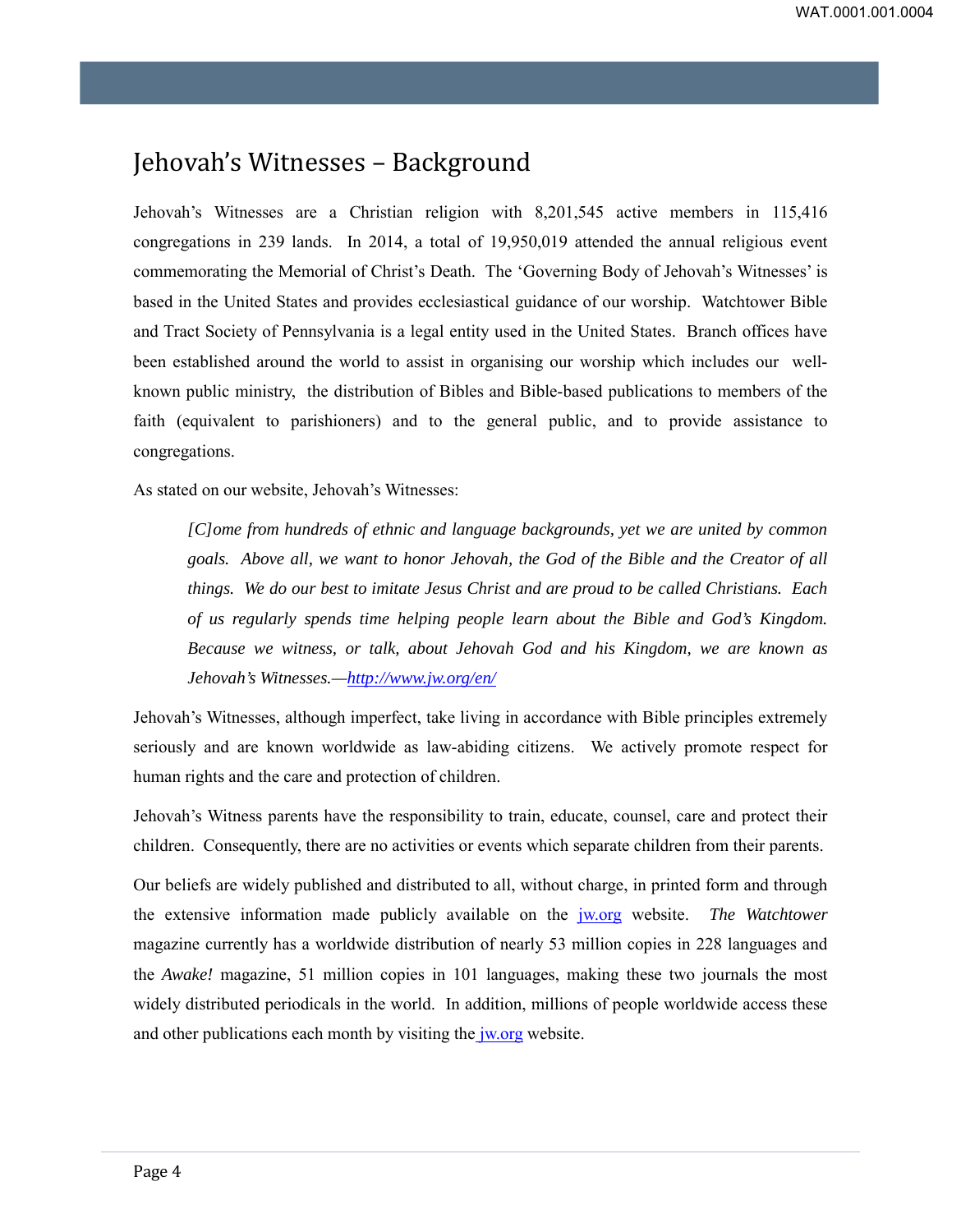# Jehovah's Witnesses – Background

Jehovah's Witnesses are a Christian religion with 8,201,545 active members in 115,416 congregations in 239 lands. In 2014, a total of 19,950,019 attended the annual religious event commemorating the Memorial of Christ's Death. The 'Governing Body of Jehovah's Witnesses' is based in the United States and provides ecclesiastical guidance of our worship. Watchtower Bible and Tract Society of Pennsylvania is a legal entity used in the United States. Branch offices have been established around the world to assist in organising our worship which includes our well-known public ministry, the distribution of Bibles and Bible-based publications to members of the faith (equivalent to parishioners) and to the general public, and to provide assistance to congregations.

As stated on our website, Jehovah's Witnesses:

> *[C]ome from hundreds of ethnic and language backgrounds, yet we are united by common goals. Above all, we want to honor Jehovah, the God of the Bible and the Creator of all things. We do our best to imitate Jesus Christ and are proud to be called Christians. Each of us regularly spends time helping people learn about the Bible and God's Kingdom. Because we witness, or talk, about Jehovah God and his Kingdom, we are known as Jehovah's Witnesses.—http://www.jw.org/en/*

Jehovah's Witnesses, although imperfect, take living in accordance with Bible principles extremely seriously and are known worldwide as law-abiding citizens. We actively promote respect for human rights and the care and protection of children.

Jehovah's Witness parents have the responsibility to train, educate, counsel, care and protect their children. Consequently, there are no activities or events which separate children from their parents.

Our beliefs are widely published and distributed to all, without charge, in printed form and through the extensive information made publicly available on the jw.org website. *The Watchtower* magazine currently has a worldwide distribution of nearly 53 million copies in 228 languages and the *Awake!* magazine, 51 million copies in 101 languages, making these two journals the most widely distributed periodicals in the world. In addition, millions of people worldwide access these and other publications each month by visiting the jw.org website.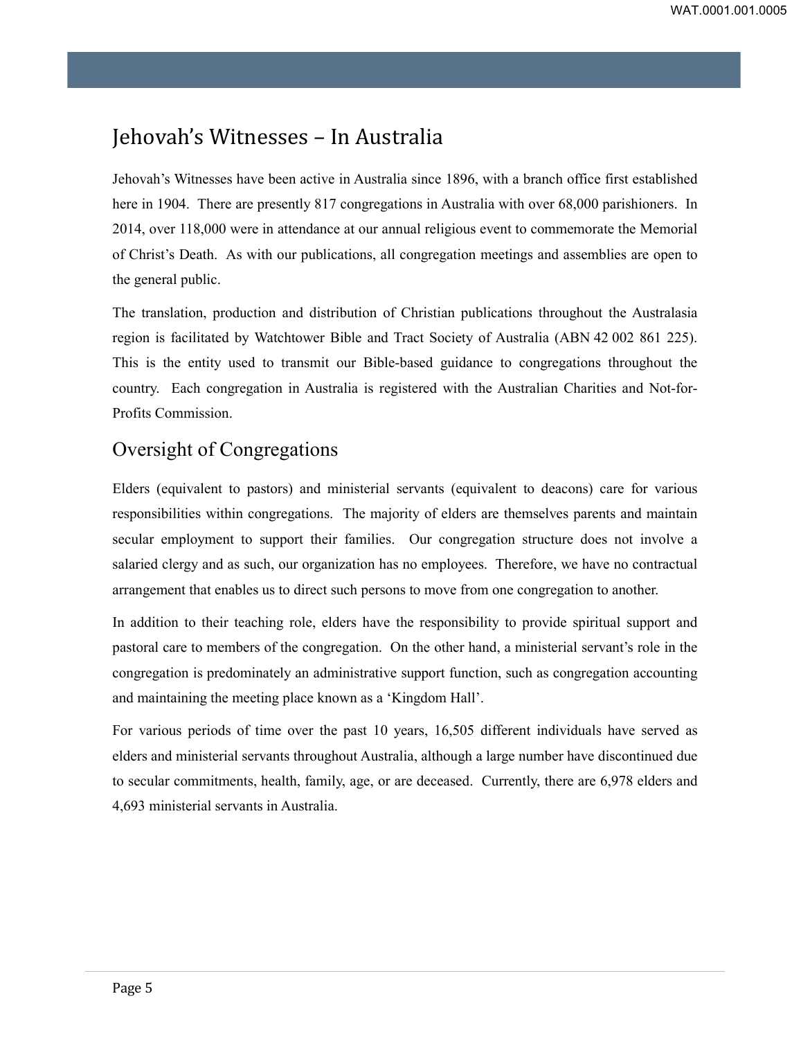## Jehovah's Witnesses – In Australia

Jehovah's Witnesses have been active in Australia since 1896, with a branch office first established here in 1904. There are presently 817 congregations in Australia with over 68,000 parishioners. In 2014, over 118,000 were in attendance at our annual religious event to commemorate the Memorial of Christ's Death. As with our publications, all congregation meetings and assemblies are open to the general public.

The translation, production and distribution of Christian publications throughout the Australasia region is facilitated by Watchtower Bible and Tract Society of Australia (ABN 42 002 861 225). This is the entity used to transmit our Bible-based guidance to congregations throughout the country. Each congregation in Australia is registered with the Australian Charities and Not-for-Profits Commission.

## Oversight of Congregations

Elders (equivalent to pastors) and ministerial servants (equivalent to deacons) care for various responsibilities within congregations. The majority of elders are themselves parents and maintain secular employment to support their families. Our congregation structure does not involve a salaried clergy and as such, our organization has no employees. Therefore, we have no contractual arrangement that enables us to direct such persons to move from one congregation to another.

In addition to their teaching role, elders have the responsibility to provide spiritual support and pastoral care to members of the congregation. On the other hand, a ministerial servant's role in the congregation is predominately an administrative support function, such as congregation accounting and maintaining the meeting place known as a 'Kingdom Hall'.

For various periods of time over the past 10 years, 16,505 different individuals have served as elders and ministerial servants throughout Australia, although a large number have discontinued due to secular commitments, health, family, age, or are deceased. Currently, there are 6,978 elders and 4,693 ministerial servants in Australia.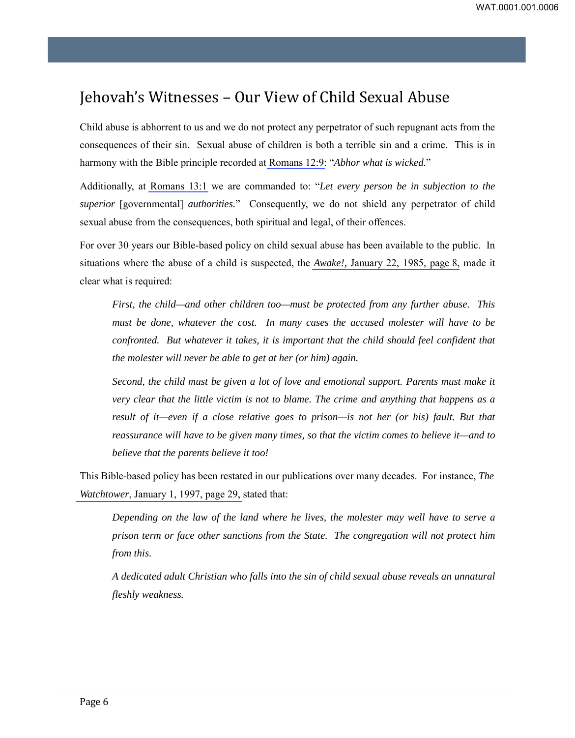# Jehovah's Witnesses – Our View of Child Sexual Abuse

Child abuse is abhorrent to us and we do not protect any perpetrator of such repugnant acts from the consequences of their sin. Sexual abuse of children is both a terrible sin and a crime. This is in harmony with the Bible principle recorded at Romans 12:9: "*Abhor what is wicked.*"

Additionally, at Romans 13:1 we are commanded to: "*Let every person be in subjection to the superior* [governmental] *authorities.*" Consequently, we do not shield any perpetrator of child sexual abuse from the consequences, both spiritual and legal, of their offences.

For over 30 years our Bible-based policy on child sexual abuse has been available to the public. In situations where the abuse of a child is suspected, the *Awake!,* January 22, 1985, page 8, made it clear what is required:

> *First, the child—and other children too—must be protected from any further abuse. This must be done, whatever the cost. In many cases the accused molester will have to be confronted. But whatever it takes, it is important that the child should feel confident that the molester will never be able to get at her (or him) again.*
>
> *Second, the child must be given a lot of love and emotional support. Parents must make it very clear that the little victim is not to blame. The crime and anything that happens as a result of it—even if a close relative goes to prison—is not her (or his) fault. But that reassurance will have to be given many times, so that the victim comes to believe it—and to believe that the parents believe it too!*

This Bible-based policy has been restated in our publications over many decades. For instance, *The Watchtower*, January 1, 1997, page 29, stated that:

> *Depending on the law of the land where he lives, the molester may well have to serve a prison term or face other sanctions from the State. The congregation will not protect him from this.*
>
> *A dedicated adult Christian who falls into the sin of child sexual abuse reveals an unnatural fleshly weakness.*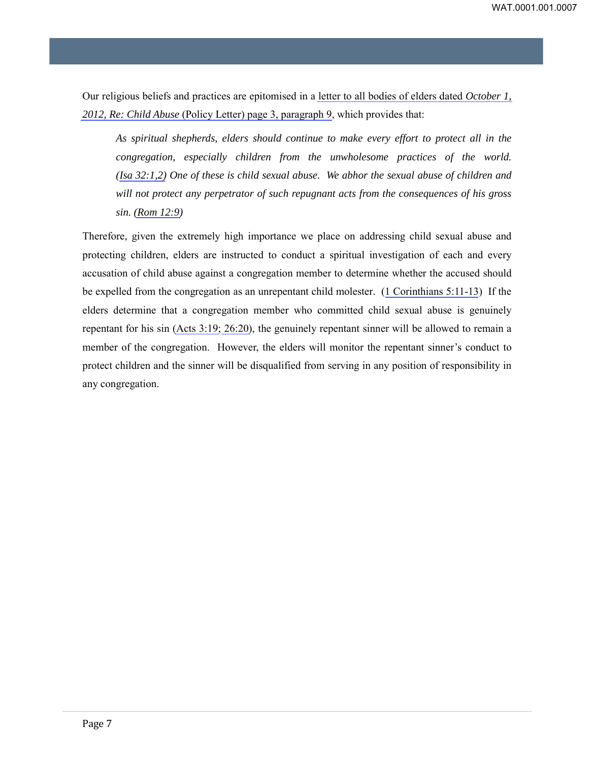Our religious beliefs and practices are epitomised in a letter to all bodies of elders dated *October 1, 2012, Re: Child Abuse* (Policy Letter) page 3, paragraph 9, which provides that:

> *As spiritual shepherds, elders should continue to make every effort to protect all in the congregation, especially children from the unwholesome practices of the world. (Isa 32:1,2) One of these is child sexual abuse. We abhor the sexual abuse of children and will not protect any perpetrator of such repugnant acts from the consequences of his gross sin. (Rom 12:9)*

Therefore, given the extremely high importance we place on addressing child sexual abuse and protecting children, elders are instructed to conduct a spiritual investigation of each and every accusation of child abuse against a congregation member to determine whether the accused should be expelled from the congregation as an unrepentant child molester. (1 Corinthians 5:11-13) If the elders determine that a congregation member who committed child sexual abuse is genuinely repentant for his sin (Acts 3:19; 26:20), the genuinely repentant sinner will be allowed to remain a member of the congregation. However, the elders will monitor the repentant sinner's conduct to protect children and the sinner will be disqualified from serving in any position of responsibility in any congregation.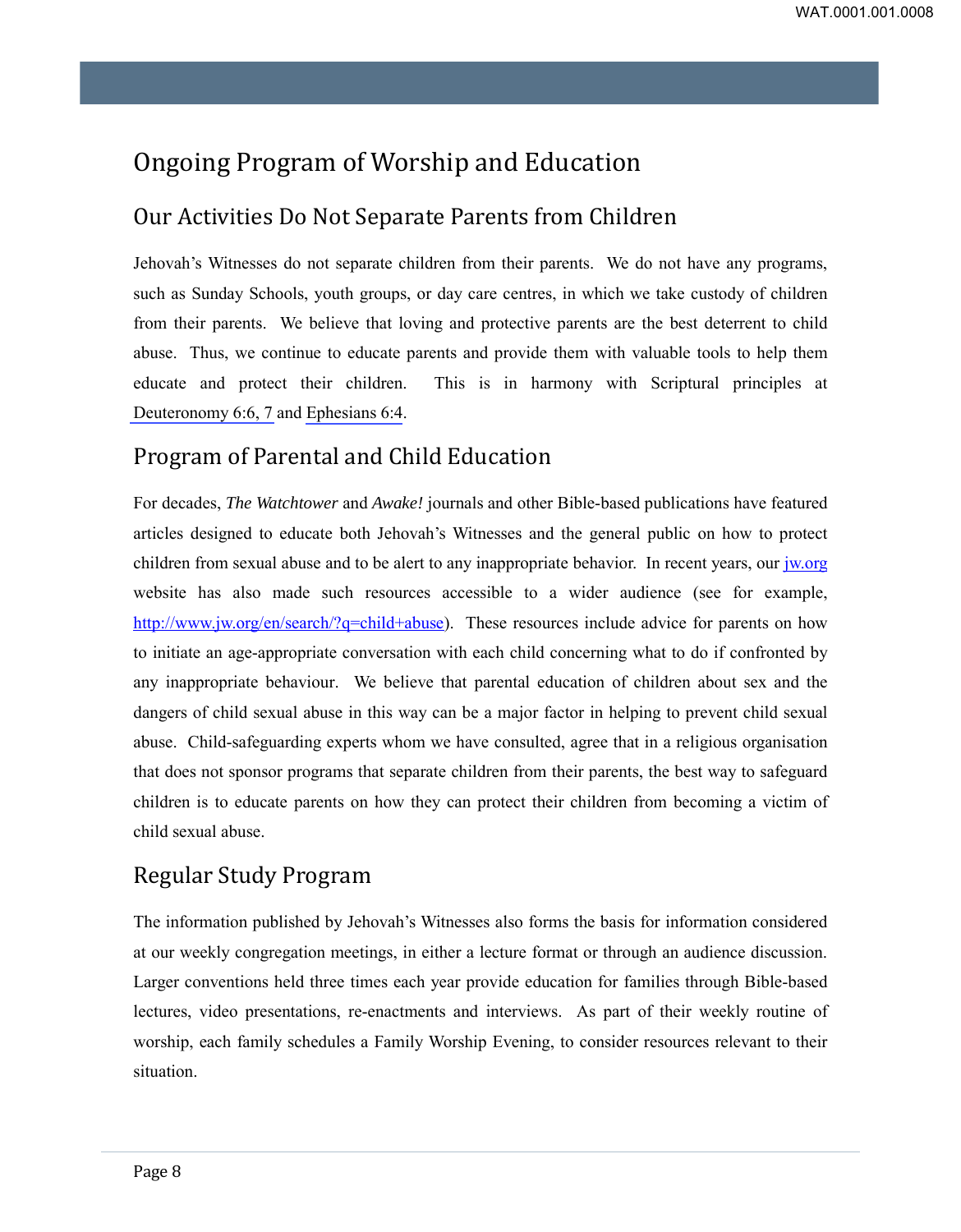# Ongoing Program of Worship and Education

## Our Activities Do Not Separate Parents from Children

Jehovah's Witnesses do not separate children from their parents. We do not have any programs, such as Sunday Schools, youth groups, or day care centres, in which we take custody of children from their parents. We believe that loving and protective parents are the best deterrent to child abuse. Thus, we continue to educate parents and provide them with valuable tools to help them educate and protect their children. This is in harmony with Scriptural principles at Deuteronomy 6:6, 7 and Ephesians 6:4.

## Program of Parental and Child Education

For decades, *The Watchtower* and *Awake!* journals and other Bible-based publications have featured articles designed to educate both Jehovah's Witnesses and the general public on how to protect children from sexual abuse and to be alert to any inappropriate behavior. In recent years, our jw.org website has also made such resources accessible to a wider audience (see for example, http://www.jw.org/en/search/?q=child+abuse). These resources include advice for parents on how to initiate an age-appropriate conversation with each child concerning what to do if confronted by any inappropriate behaviour. We believe that parental education of children about sex and the dangers of child sexual abuse in this way can be a major factor in helping to prevent child sexual abuse. Child-safeguarding experts whom we have consulted, agree that in a religious organisation that does not sponsor programs that separate children from their parents, the best way to safeguard children is to educate parents on how they can protect their children from becoming a victim of child sexual abuse.

## Regular Study Program

The information published by Jehovah's Witnesses also forms the basis for information considered at our weekly congregation meetings, in either a lecture format or through an audience discussion. Larger conventions held three times each year provide education for families through Bible-based lectures, video presentations, re-enactments and interviews. As part of their weekly routine of worship, each family schedules a Family Worship Evening, to consider resources relevant to their situation.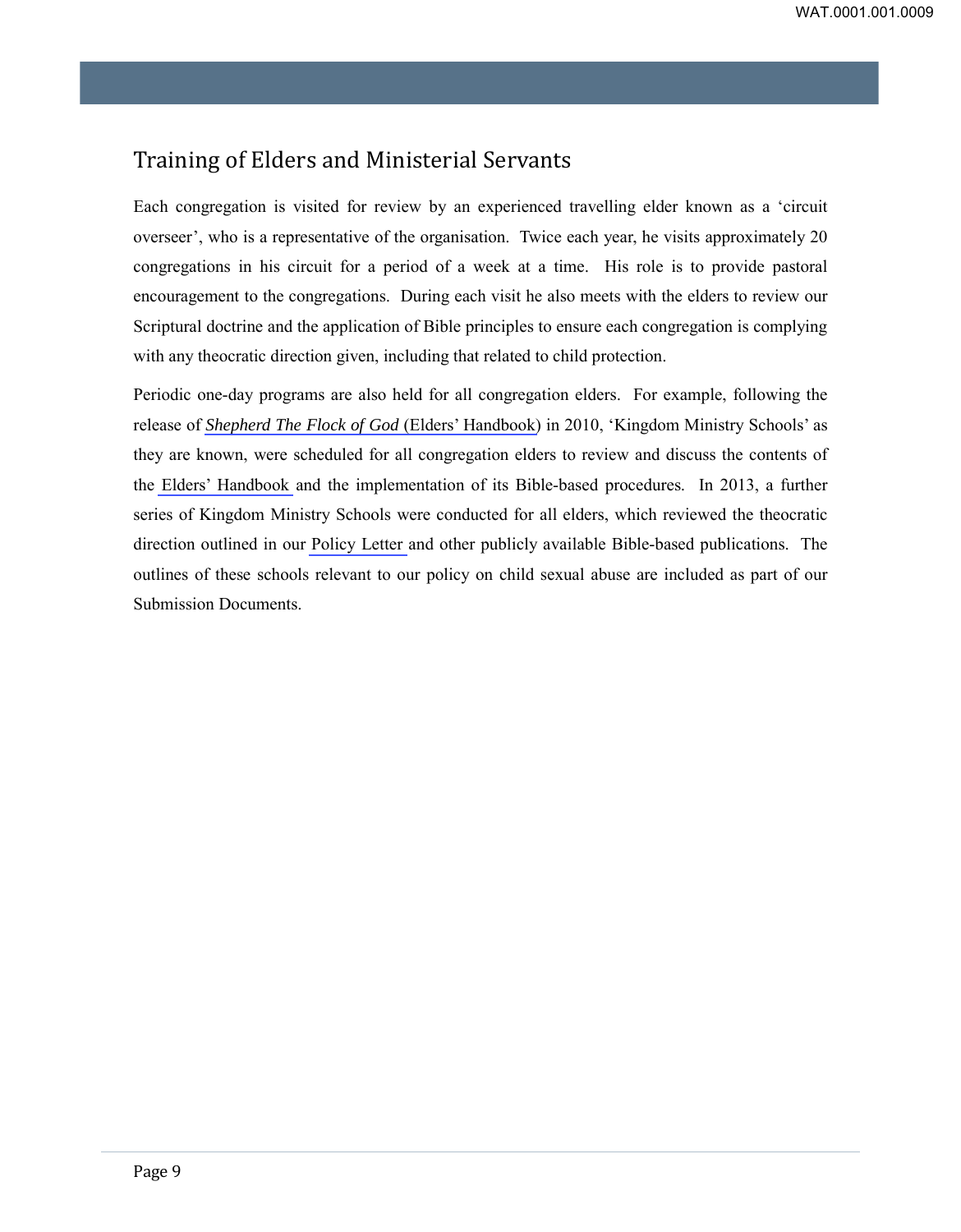## Training of Elders and Ministerial Servants

Each congregation is visited for review by an experienced travelling elder known as a 'circuit overseer', who is a representative of the organisation. Twice each year, he visits approximately 20 congregations in his circuit for a period of a week at a time. His role is to provide pastoral encouragement to the congregations. During each visit he also meets with the elders to review our Scriptural doctrine and the application of Bible principles to ensure each congregation is complying with any theocratic direction given, including that related to child protection.

Periodic one-day programs are also held for all congregation elders. For example, following the release of *Shepherd The Flock of God* (Elders' Handbook) in 2010, 'Kingdom Ministry Schools' as they are known, were scheduled for all congregation elders to review and discuss the contents of the Elders' Handbook and the implementation of its Bible-based procedures. In 2013, a further series of Kingdom Ministry Schools were conducted for all elders, which reviewed the theocratic direction outlined in our Policy Letter and other publicly available Bible-based publications. The outlines of these schools relevant to our policy on child sexual abuse are included as part of our Submission Documents.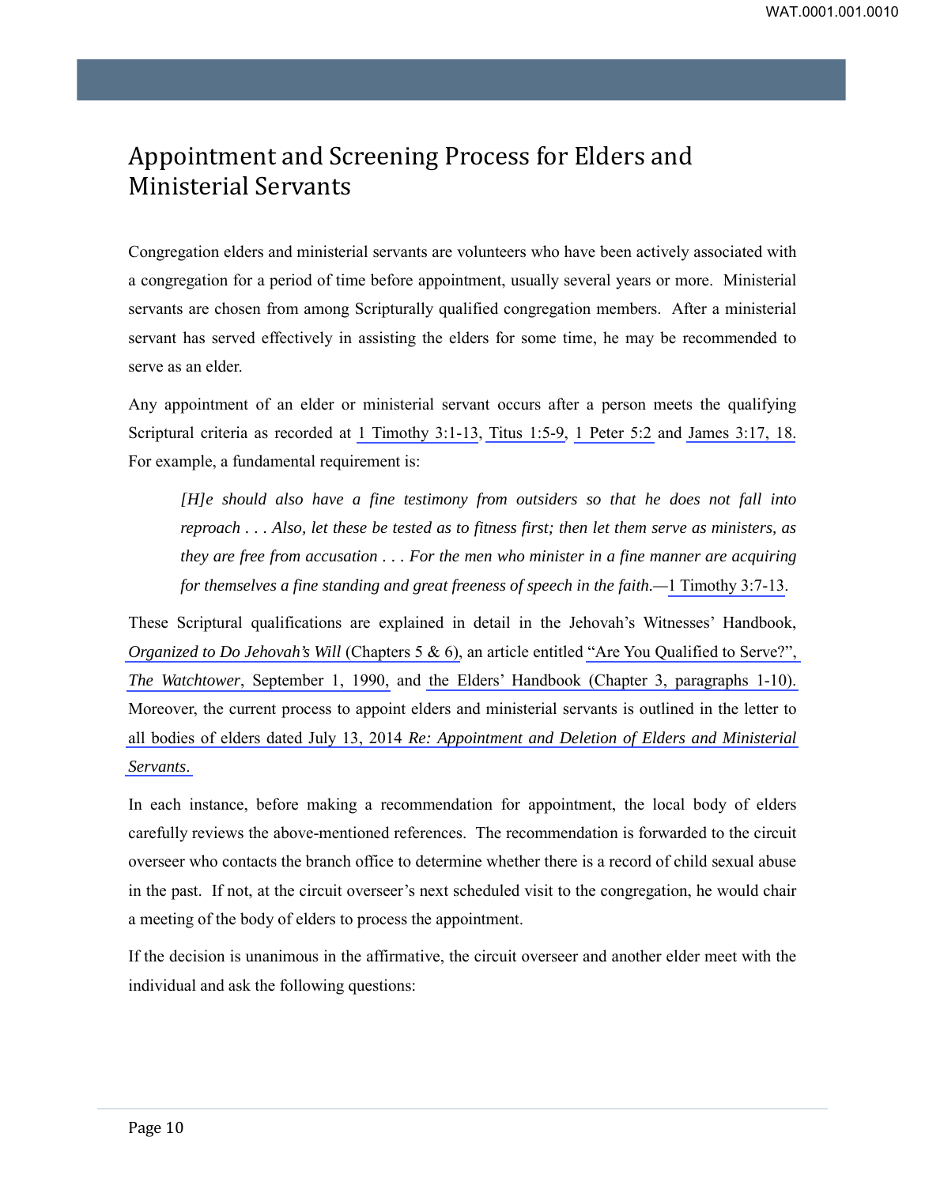# Appointment and Screening Process for Elders and Ministerial Servants

Congregation elders and ministerial servants are volunteers who have been actively associated with a congregation for a period of time before appointment, usually several years or more. Ministerial servants are chosen from among Scripturally qualified congregation members. After a ministerial servant has served effectively in assisting the elders for some time, he may be recommended to serve as an elder.

Any appointment of an elder or ministerial servant occurs after a person meets the qualifying Scriptural criteria as recorded at 1 Timothy 3:1-13, Titus 1:5-9, 1 Peter 5:2 and James 3:17, 18. For example, a fundamental requirement is:

> *[H]e should also have a fine testimony from outsiders so that he does not fall into reproach . . . Also, let these be tested as to fitness first; then let them serve as ministers, as they are free from accusation . . . For the men who minister in a fine manner are acquiring for themselves a fine standing and great freeness of speech in the faith.*—1 Timothy 3:7-13.

These Scriptural qualifications are explained in detail in the Jehovah's Witnesses' Handbook, *Organized to Do Jehovah's Will* (Chapters 5 & 6), an article entitled "Are You Qualified to Serve?", *The Watchtower*, September 1, 1990, and the Elders' Handbook (Chapter 3, paragraphs 1-10). Moreover, the current process to appoint elders and ministerial servants is outlined in the letter to all bodies of elders dated July 13, 2014 *Re: Appointment and Deletion of Elders and Ministerial Servants*.

In each instance, before making a recommendation for appointment, the local body of elders carefully reviews the above-mentioned references. The recommendation is forwarded to the circuit overseer who contacts the branch office to determine whether there is a record of child sexual abuse in the past. If not, at the circuit overseer's next scheduled visit to the congregation, he would chair a meeting of the body of elders to process the appointment.

If the decision is unanimous in the affirmative, the circuit overseer and another elder meet with the individual and ask the following questions: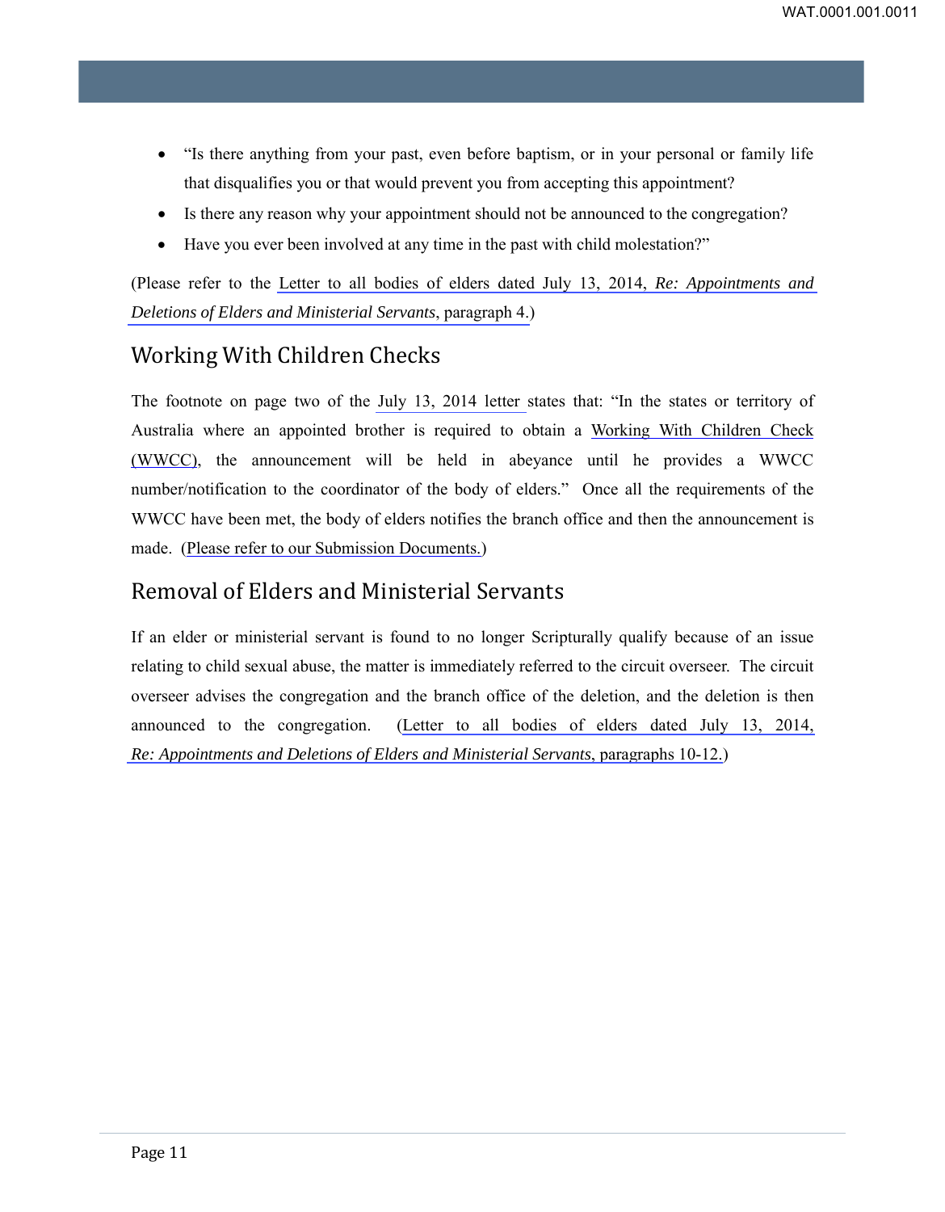- "Is there anything from your past, even before baptism, or in your personal or family life that disqualifies you or that would prevent you from accepting this appointment?
- Is there any reason why your appointment should not be announced to the congregation?
- Have you ever been involved at any time in the past with child molestation?"

(Please refer to the Letter to all bodies of elders dated July 13, 2014, *Re: Appointments and Deletions of Elders and Ministerial Servants*, paragraph 4.)

## Working With Children Checks

The footnote on page two of the July 13, 2014 letter states that: "In the states or territory of Australia where an appointed brother is required to obtain a Working With Children Check (WWCC), the announcement will be held in abeyance until he provides a WWCC number/notification to the coordinator of the body of elders." Once all the requirements of the WWCC have been met, the body of elders notifies the branch office and then the announcement is made. (Please refer to our Submission Documents.)

## Removal of Elders and Ministerial Servants

If an elder or ministerial servant is found to no longer Scripturally qualify because of an issue relating to child sexual abuse, the matter is immediately referred to the circuit overseer. The circuit overseer advises the congregation and the branch office of the deletion, and the deletion is then announced to the congregation. (Letter to all bodies of elders dated July 13, 2014, *Re: Appointments and Deletions of Elders and Ministerial Servants*, paragraphs 10-12.)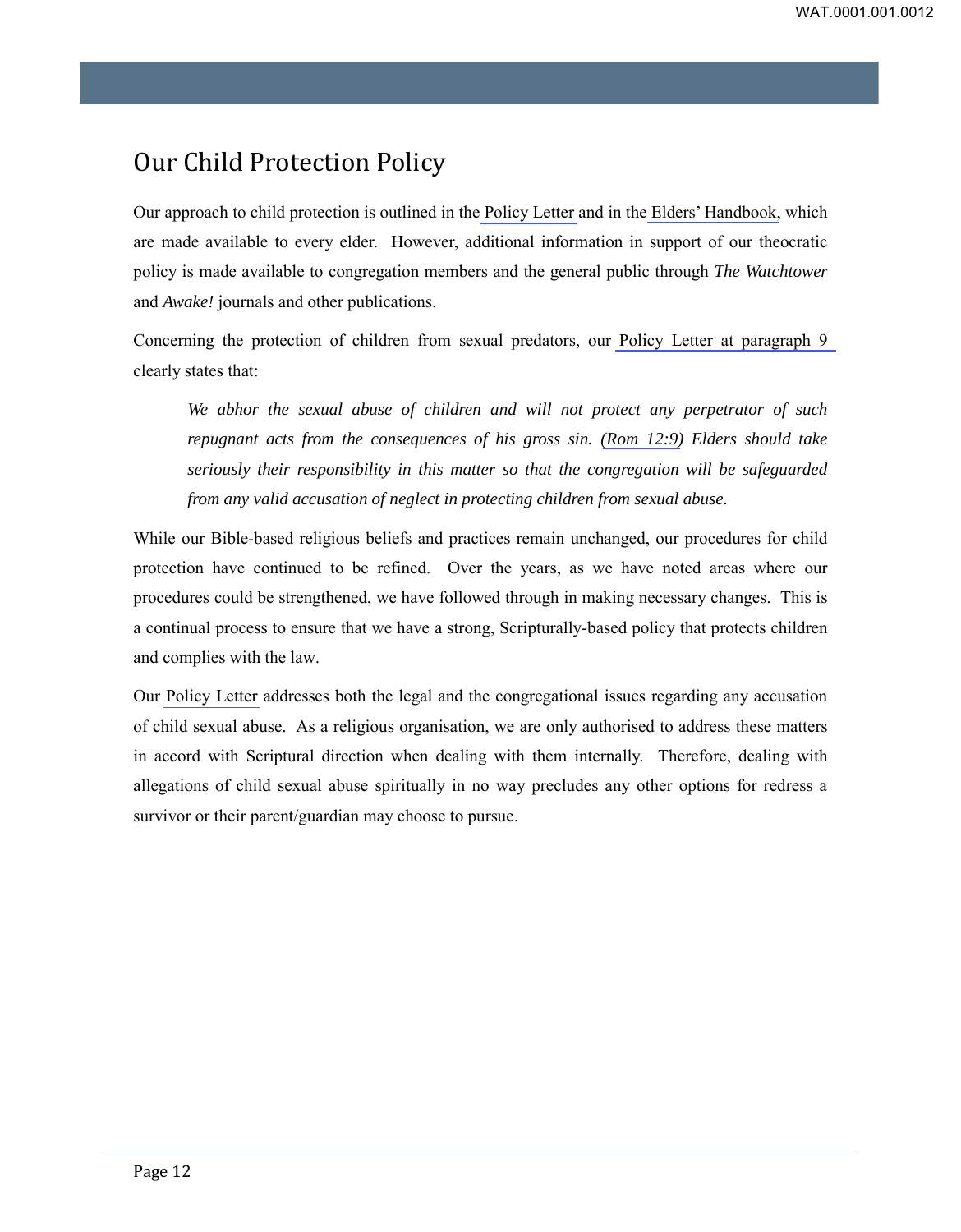# Our Child Protection Policy

Our approach to child protection is outlined in the Policy Letter and in the Elders' Handbook, which are made available to every elder. However, additional information in support of our theocratic policy is made available to congregation members and the general public through *The Watchtower* and *Awake!* journals and other publications.

Concerning the protection of children from sexual predators, our Policy Letter at paragraph 9 clearly states that:

> *We abhor the sexual abuse of children and will not protect any perpetrator of such repugnant acts from the consequences of his gross sin. (Rom 12:9) Elders should take seriously their responsibility in this matter so that the congregation will be safeguarded from any valid accusation of neglect in protecting children from sexual abuse.*

While our Bible-based religious beliefs and practices remain unchanged, our procedures for child protection have continued to be refined. Over the years, as we have noted areas where our procedures could be strengthened, we have followed through in making necessary changes. This is a continual process to ensure that we have a strong, Scripturally-based policy that protects children and complies with the law.

Our Policy Letter addresses both the legal and the congregational issues regarding any accusation of child sexual abuse. As a religious organisation, we are only authorised to address these matters in accord with Scriptural direction when dealing with them internally. Therefore, dealing with allegations of child sexual abuse spiritually in no way precludes any other options for redress a survivor or their parent/guardian may choose to pursue.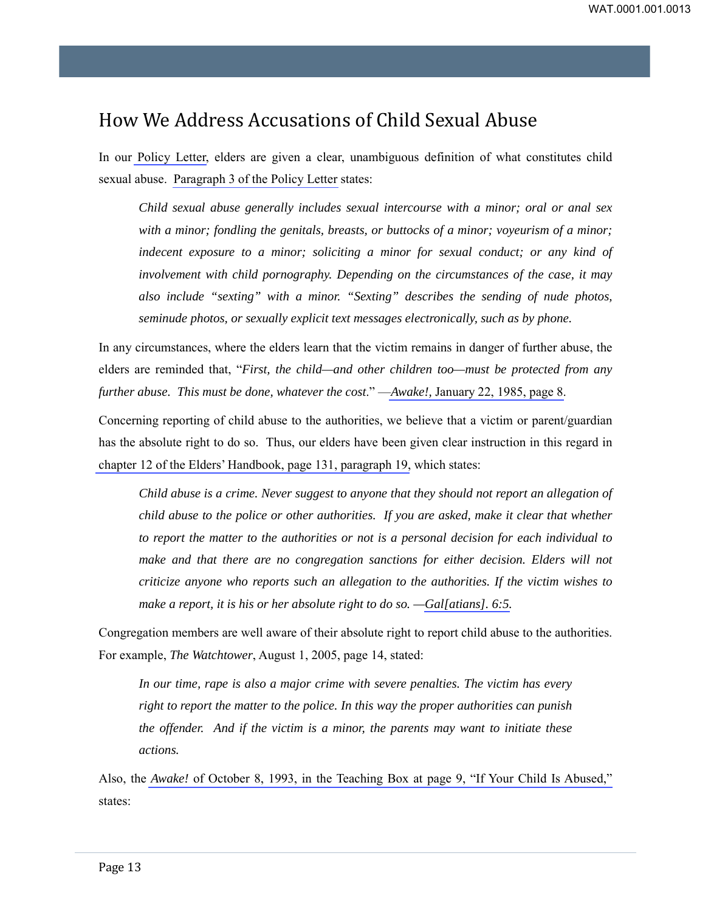# How We Address Accusations of Child Sexual Abuse

In our Policy Letter, elders are given a clear, unambiguous definition of what constitutes child sexual abuse. Paragraph 3 of the Policy Letter states:

> *Child sexual abuse generally includes sexual intercourse with a minor; oral or anal sex with a minor; fondling the genitals, breasts, or buttocks of a minor; voyeurism of a minor; indecent exposure to a minor; soliciting a minor for sexual conduct; or any kind of involvement with child pornography. Depending on the circumstances of the case, it may also include "sexting" with a minor. "Sexting" describes the sending of nude photos, seminude photos, or sexually explicit text messages electronically, such as by phone.*

In any circumstances, where the elders learn that the victim remains in danger of further abuse, the elders are reminded that, "*First, the child—and other children too—must be protected from any further abuse. This must be done, whatever the cost.*" —*Awake!,* January 22, 1985, page 8.

Concerning reporting of child abuse to the authorities, we believe that a victim or parent/guardian has the absolute right to do so. Thus, our elders have been given clear instruction in this regard in chapter 12 of the Elders' Handbook, page 131, paragraph 19, which states:

> *Child abuse is a crime. Never suggest to anyone that they should not report an allegation of child abuse to the police or other authorities. If you are asked, make it clear that whether to report the matter to the authorities or not is a personal decision for each individual to make and that there are no congregation sanctions for either decision. Elders will not criticize anyone who reports such an allegation to the authorities. If the victim wishes to make a report, it is his or her absolute right to do so. —Gal[atians]. 6:5.*

Congregation members are well aware of their absolute right to report child abuse to the authorities. For example, *The Watchtower*, August 1, 2005, page 14, stated:

> *In our time, rape is also a major crime with severe penalties. The victim has every right to report the matter to the police. In this way the proper authorities can punish the offender. And if the victim is a minor, the parents may want to initiate these actions.*

Also, the *Awake!* of October 8, 1993, in the Teaching Box at page 9, "If Your Child Is Abused," states: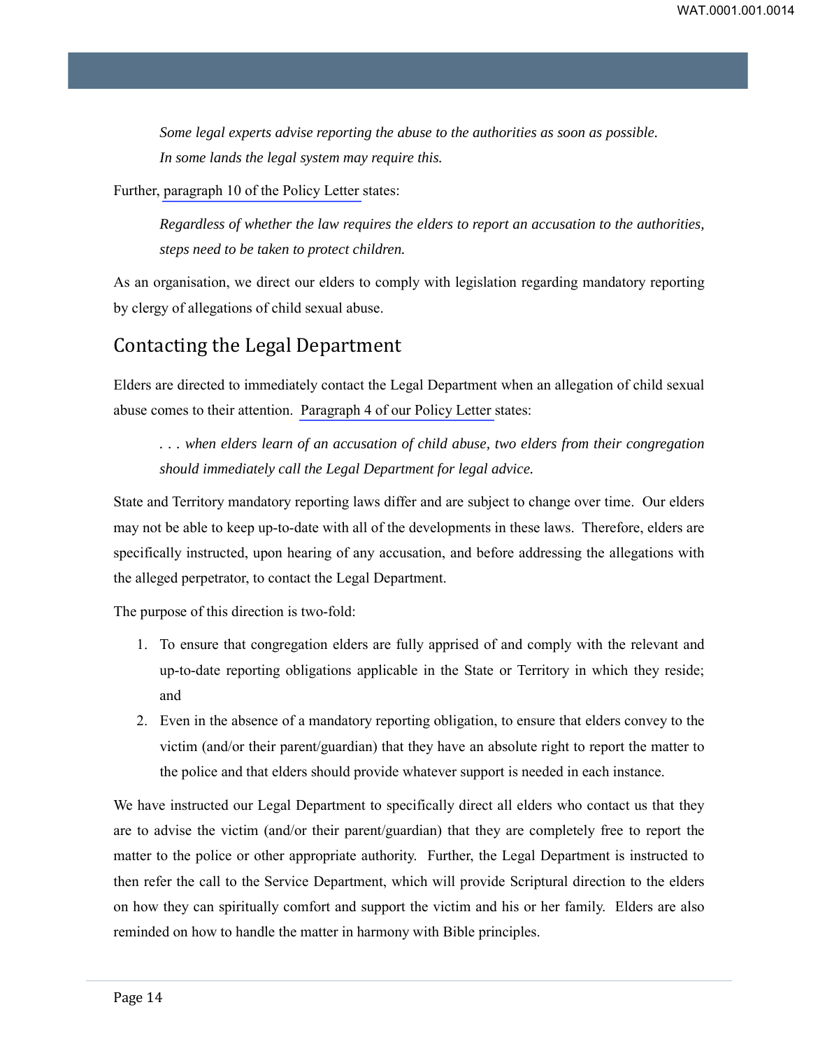> *Some legal experts advise reporting the abuse to the authorities as soon as possible. In some lands the legal system may require this.*

Further, paragraph 10 of the Policy Letter states:

> *Regardless of whether the law requires the elders to report an accusation to the authorities, steps need to be taken to protect children.*

As an organisation, we direct our elders to comply with legislation regarding mandatory reporting by clergy of allegations of child sexual abuse.

## Contacting the Legal Department

Elders are directed to immediately contact the Legal Department when an allegation of child sexual abuse comes to their attention. Paragraph 4 of our Policy Letter states:

> *. . . when elders learn of an accusation of child abuse, two elders from their congregation should immediately call the Legal Department for legal advice.*

State and Territory mandatory reporting laws differ and are subject to change over time. Our elders may not be able to keep up-to-date with all of the developments in these laws. Therefore, elders are specifically instructed, upon hearing of any accusation, and before addressing the allegations with the alleged perpetrator, to contact the Legal Department.

The purpose of this direction is two-fold:

1. To ensure that congregation elders are fully apprised of and comply with the relevant and up-to-date reporting obligations applicable in the State or Territory in which they reside; and
2. Even in the absence of a mandatory reporting obligation, to ensure that elders convey to the victim (and/or their parent/guardian) that they have an absolute right to report the matter to the police and that elders should provide whatever support is needed in each instance.

We have instructed our Legal Department to specifically direct all elders who contact us that they are to advise the victim (and/or their parent/guardian) that they are completely free to report the matter to the police or other appropriate authority. Further, the Legal Department is instructed to then refer the call to the Service Department, which will provide Scriptural direction to the elders on how they can spiritually comfort and support the victim and his or her family. Elders are also reminded on how to handle the matter in harmony with Bible principles.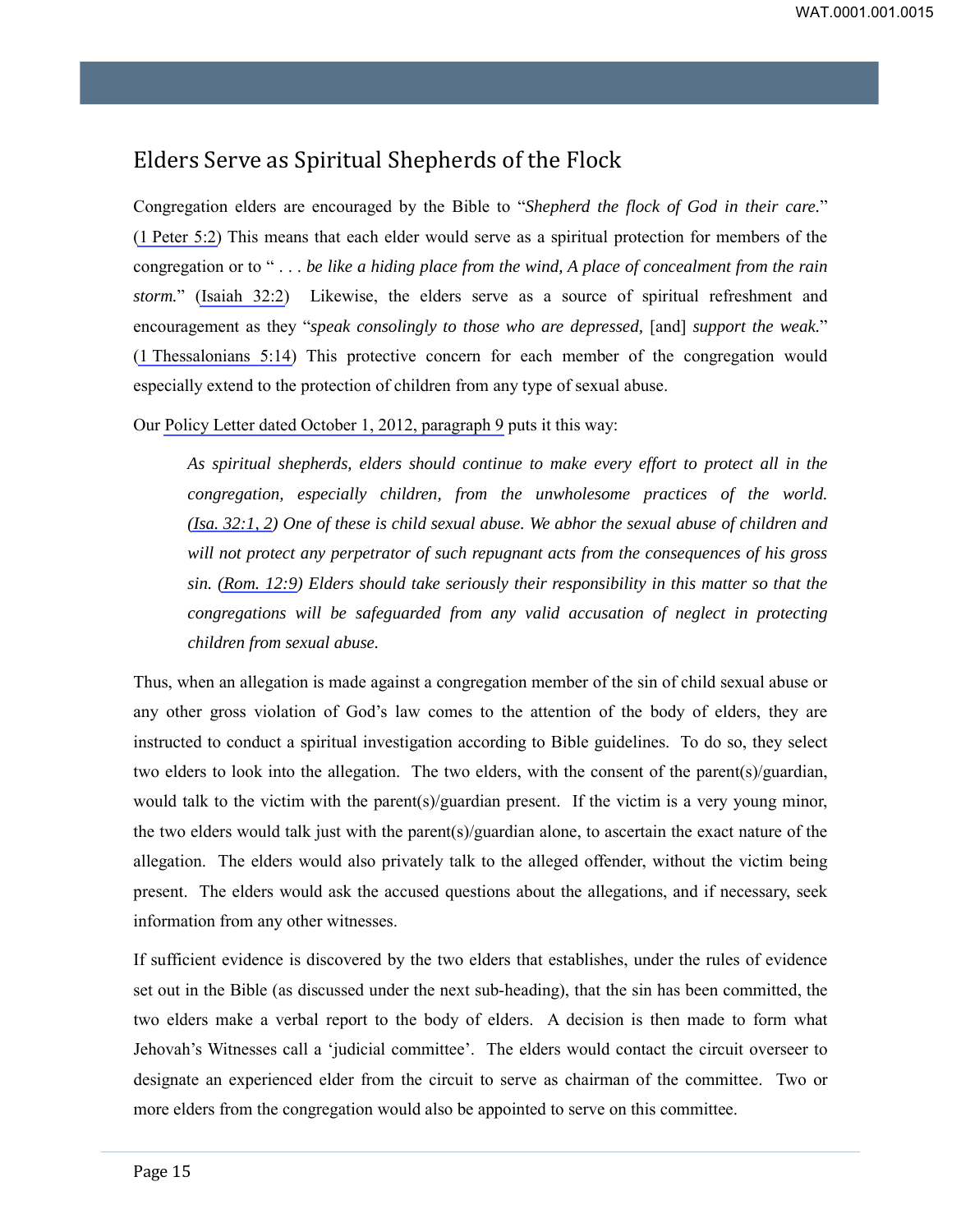## Elders Serve as Spiritual Shepherds of the Flock

Congregation elders are encouraged by the Bible to "*Shepherd the flock of God in their care.*" (1 Peter 5:2) This means that each elder would serve as a spiritual protection for members of the congregation or to " . . . *be like a hiding place from the wind, A place of concealment from the rain storm.*" (Isaiah 32:2) Likewise, the elders serve as a source of spiritual refreshment and encouragement as they "*speak consolingly to those who are depressed,* [and] *support the weak.*" (1 Thessalonians 5:14) This protective concern for each member of the congregation would especially extend to the protection of children from any type of sexual abuse.

Our Policy Letter dated October 1, 2012, paragraph 9 puts it this way:

> *As spiritual shepherds, elders should continue to make every effort to protect all in the congregation, especially children, from the unwholesome practices of the world. (Isa. 32:1, 2) One of these is child sexual abuse. We abhor the sexual abuse of children and will not protect any perpetrator of such repugnant acts from the consequences of his gross sin. (Rom. 12:9) Elders should take seriously their responsibility in this matter so that the congregations will be safeguarded from any valid accusation of neglect in protecting children from sexual abuse.*

Thus, when an allegation is made against a congregation member of the sin of child sexual abuse or any other gross violation of God's law comes to the attention of the body of elders, they are instructed to conduct a spiritual investigation according to Bible guidelines. To do so, they select two elders to look into the allegation. The two elders, with the consent of the parent(s)/guardian, would talk to the victim with the parent(s)/guardian present. If the victim is a very young minor, the two elders would talk just with the parent(s)/guardian alone, to ascertain the exact nature of the allegation. The elders would also privately talk to the alleged offender, without the victim being present. The elders would ask the accused questions about the allegations, and if necessary, seek information from any other witnesses.

If sufficient evidence is discovered by the two elders that establishes, under the rules of evidence set out in the Bible (as discussed under the next sub-heading), that the sin has been committed, the two elders make a verbal report to the body of elders. A decision is then made to form what Jehovah's Witnesses call a 'judicial committee'. The elders would contact the circuit overseer to designate an experienced elder from the circuit to serve as chairman of the committee. Two or more elders from the congregation would also be appointed to serve on this committee.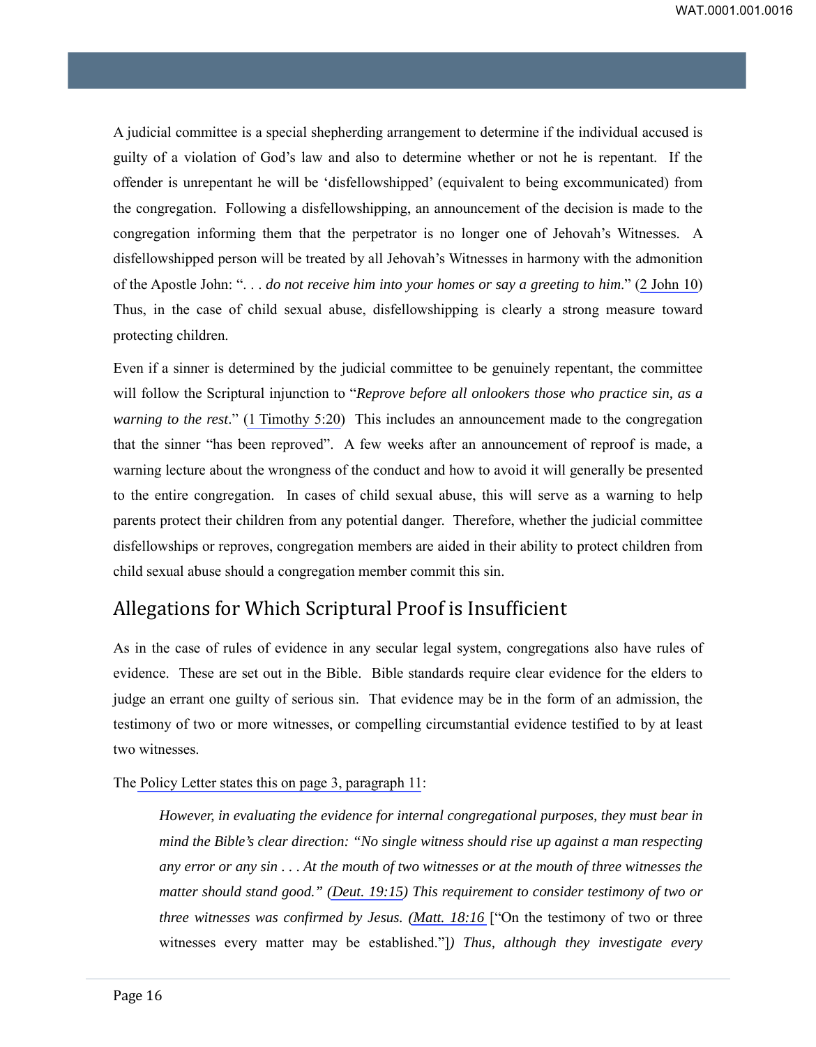A judicial committee is a special shepherding arrangement to determine if the individual accused is guilty of a violation of God's law and also to determine whether or not he is repentant. If the offender is unrepentant he will be 'disfellowshipped' (equivalent to being excommunicated) from the congregation. Following a disfellowshipping, an announcement of the decision is made to the congregation informing them that the perpetrator is no longer one of Jehovah's Witnesses. A disfellowshipped person will be treated by all Jehovah's Witnesses in harmony with the admonition of the Apostle John: "*. . . do not receive him into your homes or say a greeting to him*." (2 John 10) Thus, in the case of child sexual abuse, disfellowshipping is clearly a strong measure toward protecting children.

Even if a sinner is determined by the judicial committee to be genuinely repentant, the committee will follow the Scriptural injunction to "*Reprove before all onlookers those who practice sin, as a warning to the rest*." (1 Timothy 5:20) This includes an announcement made to the congregation that the sinner "has been reproved". A few weeks after an announcement of reproof is made, a warning lecture about the wrongness of the conduct and how to avoid it will generally be presented to the entire congregation. In cases of child sexual abuse, this will serve as a warning to help parents protect their children from any potential danger. Therefore, whether the judicial committee disfellowships or reproves, congregation members are aided in their ability to protect children from child sexual abuse should a congregation member commit this sin.

## Allegations for Which Scriptural Proof is Insufficient

As in the case of rules of evidence in any secular legal system, congregations also have rules of evidence. These are set out in the Bible. Bible standards require clear evidence for the elders to judge an errant one guilty of serious sin. That evidence may be in the form of an admission, the testimony of two or more witnesses, or compelling circumstantial evidence testified to by at least two witnesses.

The Policy Letter states this on page 3, paragraph 11:

> *However, in evaluating the evidence for internal congregational purposes, they must bear in mind the Bible's clear direction: "No single witness should rise up against a man respecting any error or any sin . . . At the mouth of two witnesses or at the mouth of three witnesses the matter should stand good." (Deut. 19:15) This requirement to consider testimony of two or three witnesses was confirmed by Jesus. (Matt. 18:16* ["On the testimony of two or three witnesses every matter may be established."]*) Thus, although they investigate every*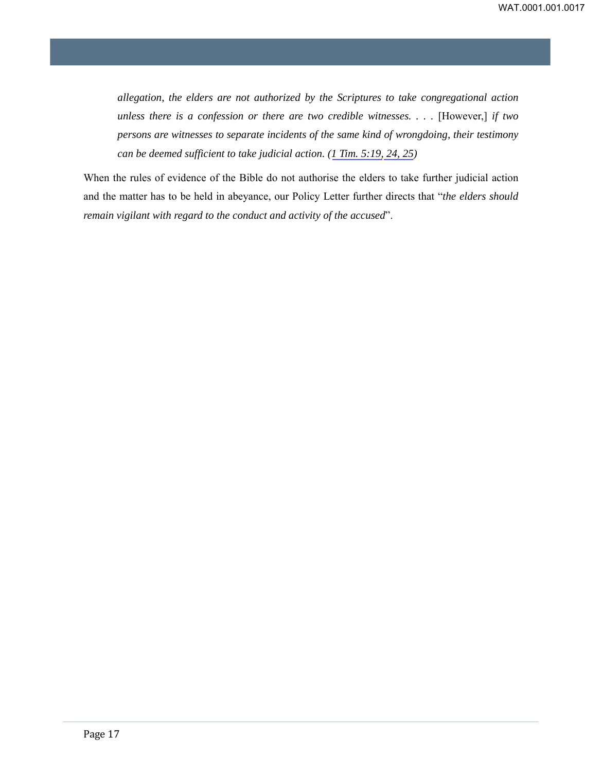> *allegation, the elders are not authorized by the Scriptures to take congregational action unless there is a confession or there are two credible witnesses. . . .* [However,] *if two persons are witnesses to separate incidents of the same kind of wrongdoing, their testimony can be deemed sufficient to take judicial action. (1 Tim. 5:19, 24, 25)*

When the rules of evidence of the Bible do not authorise the elders to take further judicial action and the matter has to be held in abeyance, our Policy Letter further directs that "*the elders should remain vigilant with regard to the conduct and activity of the accused*".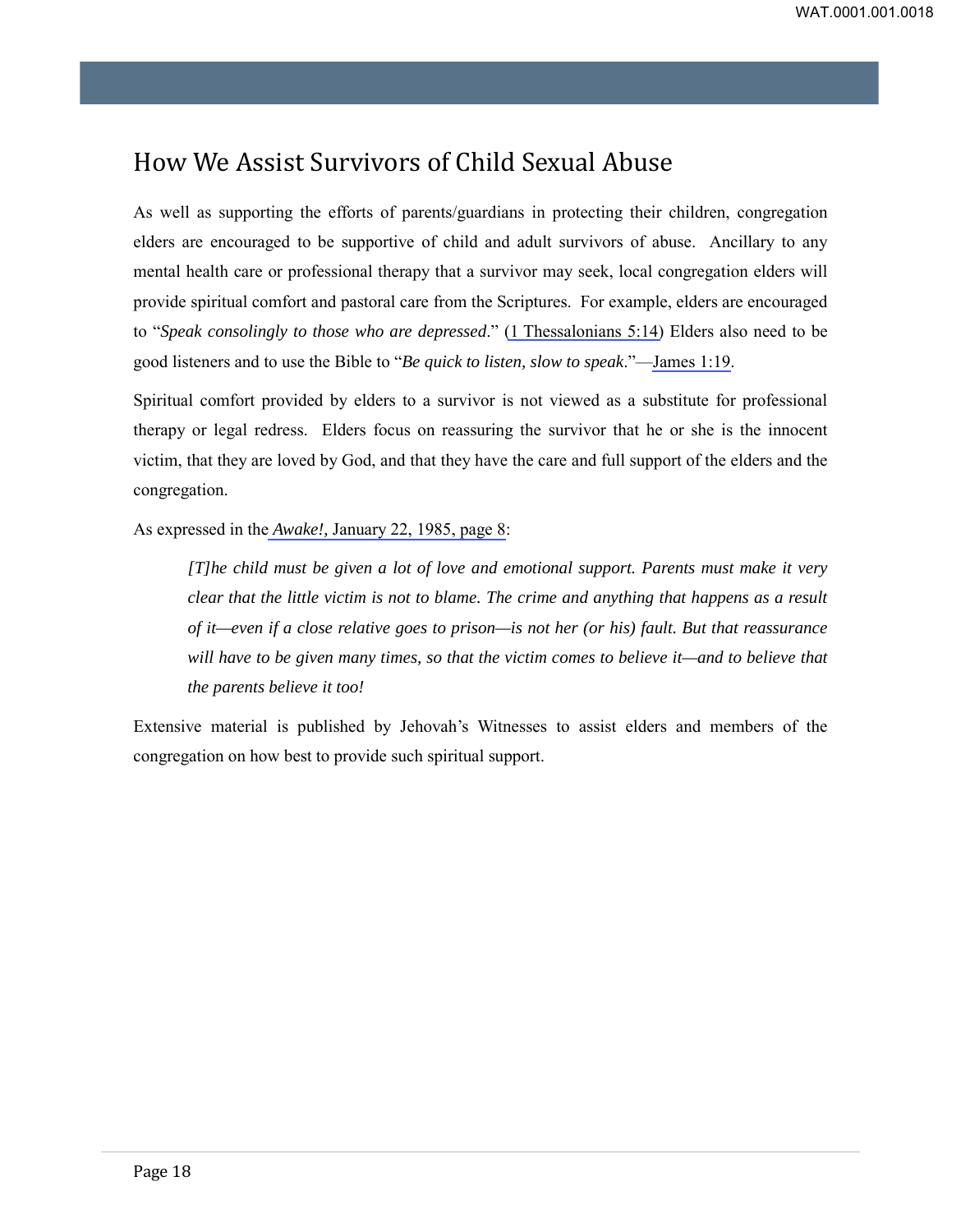# How We Assist Survivors of Child Sexual Abuse

As well as supporting the efforts of parents/guardians in protecting their children, congregation elders are encouraged to be supportive of child and adult survivors of abuse. Ancillary to any mental health care or professional therapy that a survivor may seek, local congregation elders will provide spiritual comfort and pastoral care from the Scriptures. For example, elders are encouraged to "*Speak consolingly to those who are depressed*." (1 Thessalonians 5:14) Elders also need to be good listeners and to use the Bible to "*Be quick to listen, slow to speak*."—James 1:19.

Spiritual comfort provided by elders to a survivor is not viewed as a substitute for professional therapy or legal redress. Elders focus on reassuring the survivor that he or she is the innocent victim, that they are loved by God, and that they have the care and full support of the elders and the congregation.

As expressed in the *Awake!,* January 22, 1985, page 8:

> *[T]he child must be given a lot of love and emotional support. Parents must make it very clear that the little victim is not to blame. The crime and anything that happens as a result of it—even if a close relative goes to prison—is not her (or his) fault. But that reassurance will have to be given many times, so that the victim comes to believe it—and to believe that the parents believe it too!*

Extensive material is published by Jehovah's Witnesses to assist elders and members of the congregation on how best to provide such spiritual support.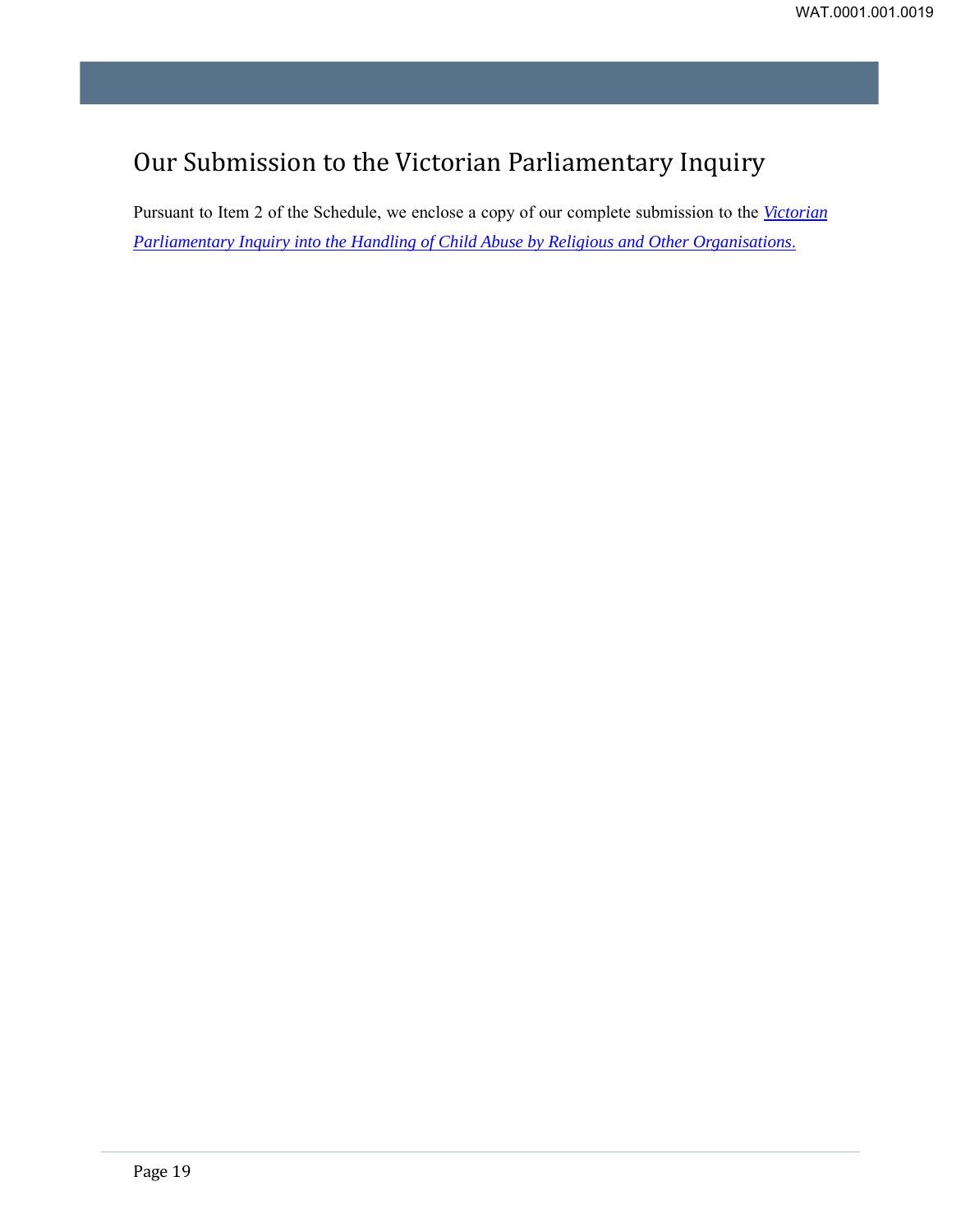## Our Submission to the Victorian Parliamentary Inquiry

Pursuant to Item 2 of the Schedule, we enclose a copy of our complete submission to the *Victorian Parliamentary Inquiry into the Handling of Child Abuse by Religious and Other Organisations*.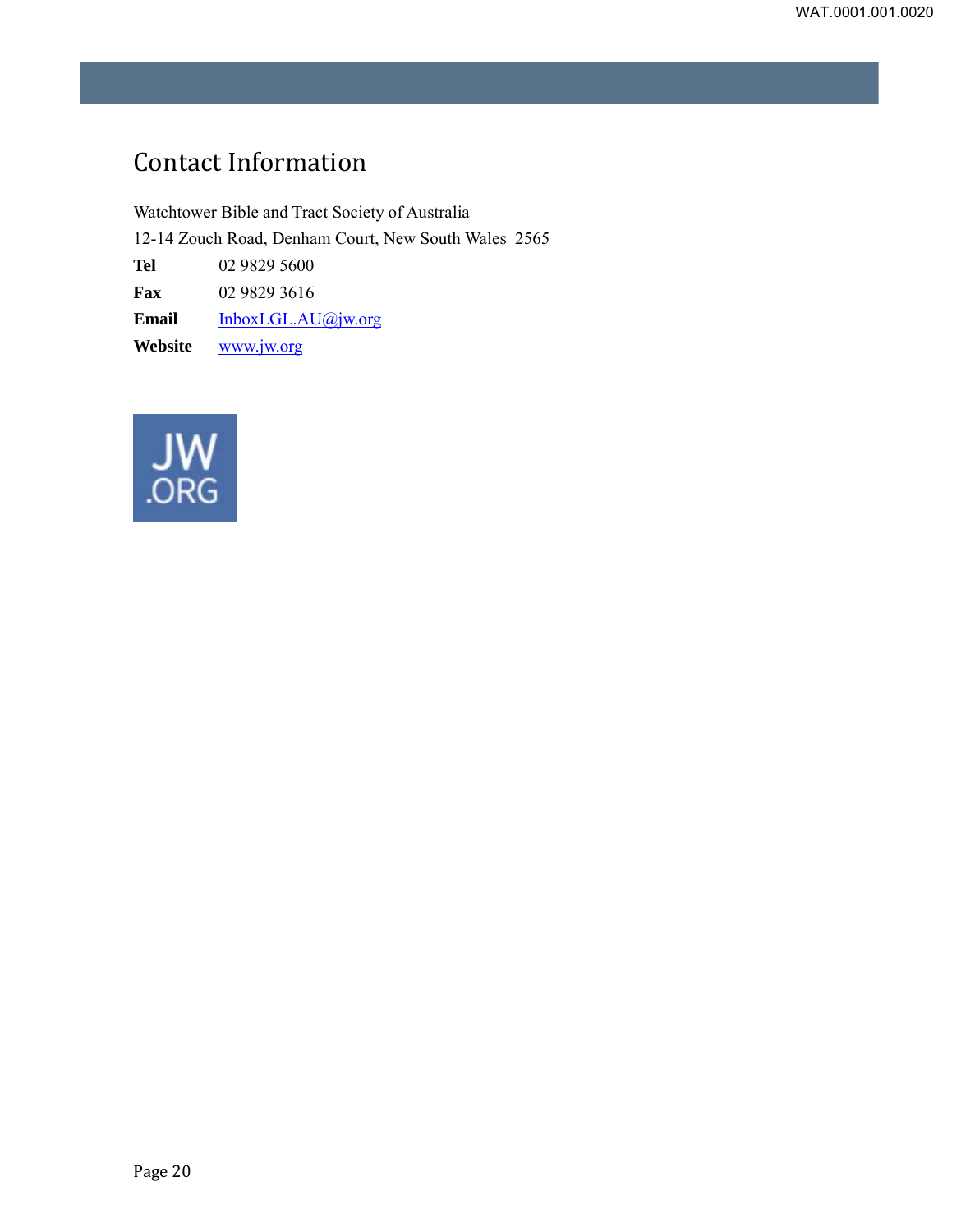## Contact Information

Watchtower Bible and Tract Society of Australia

12-14 Zouch Road, Denham Court, New South Wales 2565

**Tel** 02 9829 5600

**Fax** 02 9829 3616

**Email** InboxLGL.AU@jw.org

**Website** www.jw.org

JW.ORG